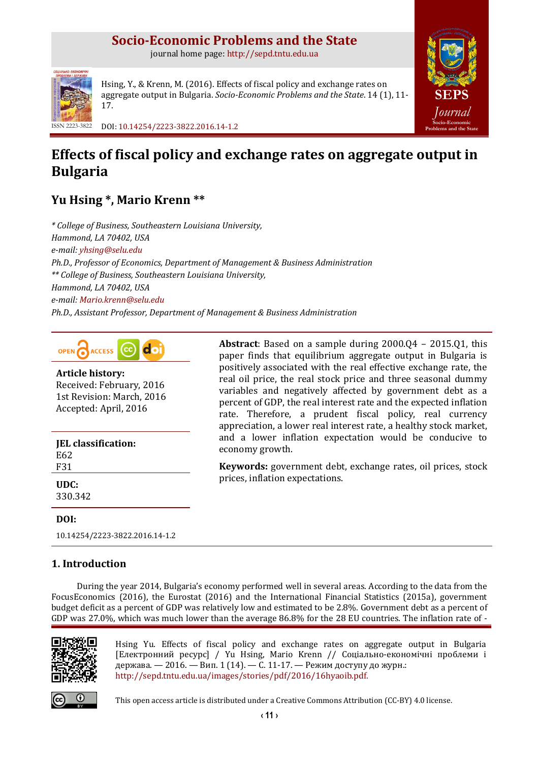Socio-Economic Problems and the State

journal home page: http://sepd.tntu.edu.ua

Hsing, Y., & Krenn, M. (2016). Effects of fiscal policy and exchange rates on aggregate output in Bulgaria. *Socio-Economic Problems and the State*. 14 (1), 11-17.

ISSN 2223-3822

DOI: 10.14254/2223-3822.2016.14-1.2

# Effects of fiscal policy and exchange rates on aggregate output in Bulgaria

## Yu Hsing *, Mario Krenn **

*\* College of Business, Southeastern Louisiana University,*
*Hammond, LA 70402, USA*
*e-mail: yhsing@selu.edu*
*Ph.D., Professor of Economics, Department of Management & Business Administration*
*\*\* College of Business, Southeastern Louisiana University,*
*Hammond, LA 70402, USA*
*e-mail: Mario.krenn@selu.edu*
*Ph.D., Assistant Professor, Department of Management & Business Administration*

**Article history:**
Received: February, 2016
1st Revision: March, 2016
Accepted: April, 2016

**JEL classification:**
E62
F31

**UDC:**
330.342

**DOI:**
10.14254/2223-3822.2016.14-1.2

**Abstract**: Based on a sample during 2000.Q4 – 2015.Q1, this paper finds that equilibrium aggregate output in Bulgaria is positively associated with the real effective exchange rate, the real oil price, the real stock price and three seasonal dummy variables and negatively affected by government debt as a percent of GDP, the real interest rate and the expected inflation rate. Therefore, a prudent fiscal policy, real currency appreciation, a lower real interest rate, a healthy stock market, and a lower inflation expectation would be conducive to economy growth.

**Keywords:** government debt, exchange rates, oil prices, stock prices, inflation expectations.

## 1. Introduction

During the year 2014, Bulgaria's economy performed well in several areas. According to the data from the FocusEconomics (2016), the Eurostat (2016) and the International Financial Statistics (2015a), government budget deficit as a percent of GDP was relatively low and estimated to be 2.8%. Government debt as a percent of GDP was 27.0%, which was much lower than the average 86.8% for the 28 EU countries. The inflation rate of -

Hsing Yu. Effects of fiscal policy and exchange rates on aggregate output in Bulgaria [Електронний ресурс] / Yu Hsing, Mario Krenn // Соціально-економічні проблеми і держава. — 2016. — Вип. 1 (14). — С. 11-17. — Режим доступу до журн.: http://sepd.tntu.edu.ua/images/stories/pdf/2016/16hyaoib.pdf.

This open access article is distributed under a Creative Commons Attribution (CC-BY) 4.0 license.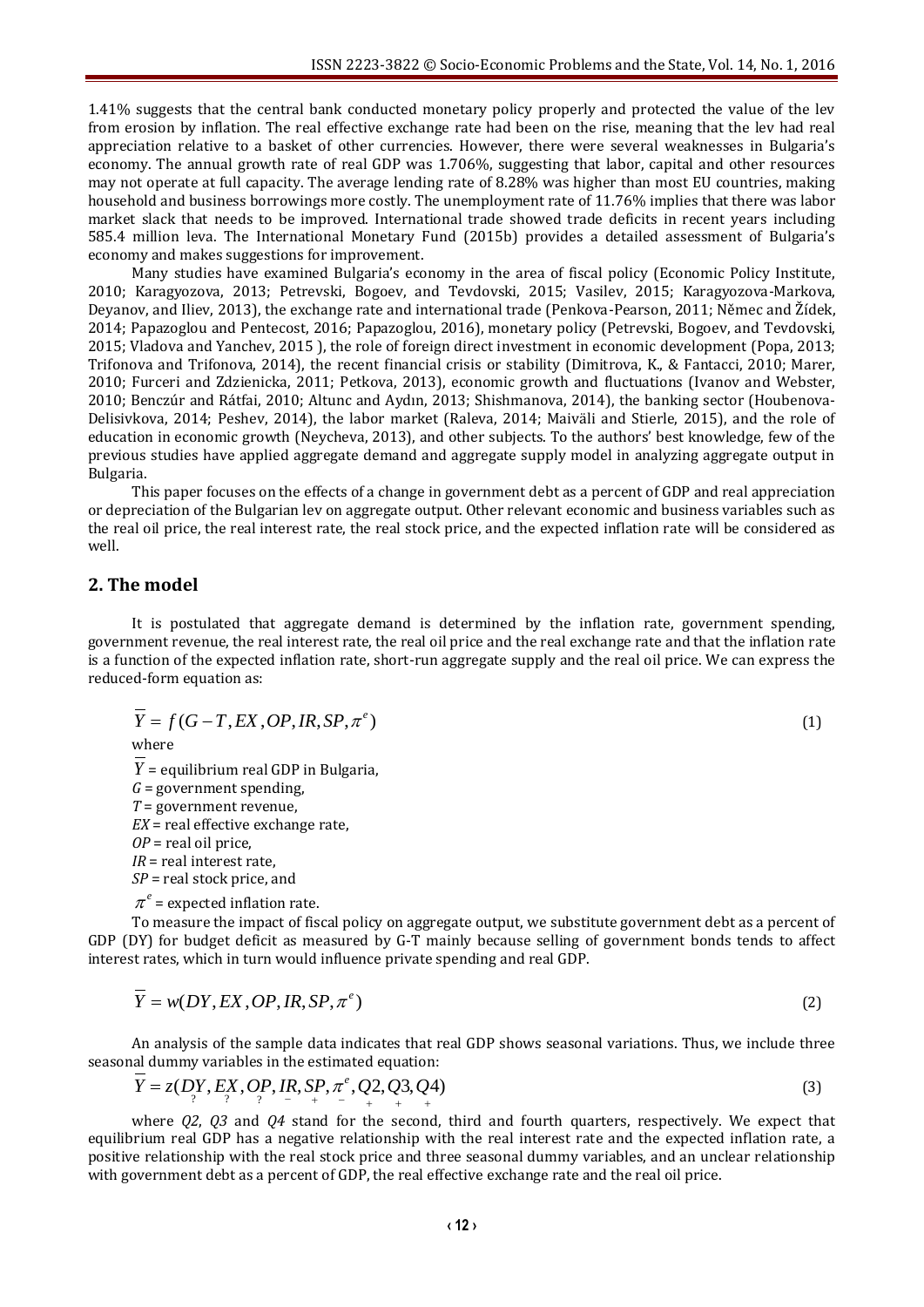1.41% suggests that the central bank conducted monetary policy properly and protected the value of the lev from erosion by inflation. The real effective exchange rate had been on the rise, meaning that the lev had real appreciation relative to a basket of other currencies. However, there were several weaknesses in Bulgaria's economy. The annual growth rate of real GDP was 1.706%, suggesting that labor, capital and other resources may not operate at full capacity. The average lending rate of 8.28% was higher than most EU countries, making household and business borrowings more costly. The unemployment rate of 11.76% implies that there was labor market slack that needs to be improved. International trade showed trade deficits in recent years including 585.4 million leva. The International Monetary Fund (2015b) provides a detailed assessment of Bulgaria's economy and makes suggestions for improvement.

Many studies have examined Bulgaria's economy in the area of fiscal policy (Economic Policy Institute, 2010; Karagyozova, 2013; Petrevski, Bogoev, and Tevdovski, 2015; Vasilev, 2015; Karagyozova-Markova, Deyanov, and Iliev, 2013), the exchange rate and international trade (Penkova-Pearson, 2011; Němec and Žídek, 2014; Papazoglou and Pentecost, 2016; Papazoglou, 2016), monetary policy (Petrevski, Bogoev, and Tevdovski, 2015; Vladova and Yanchev, 2015 ), the role of foreign direct investment in economic development (Popa, 2013; Trifonova and Trifonova, 2014), the recent financial crisis or stability (Dimitrova, K., & Fantacci, 2010; Marer, 2010; Furceri and Zdzienicka, 2011; Petkova, 2013), economic growth and fluctuations (Ivanov and Webster, 2010; Benczúr and Rátfai, 2010; Altunc and Aydın, 2013; Shishmanova, 2014), the banking sector (Houbenova-Delisivkova, 2014; Peshev, 2014), the labor market (Raleva, 2014; Maiväli and Stierle, 2015), and the role of education in economic growth (Neycheva, 2013), and other subjects. To the authors' best knowledge, few of the previous studies have applied aggregate demand and aggregate supply model in analyzing aggregate output in Bulgaria.

This paper focuses on the effects of a change in government debt as a percent of GDP and real appreciation or depreciation of the Bulgarian lev on aggregate output. Other relevant economic and business variables such as the real oil price, the real interest rate, the real stock price, and the expected inflation rate will be considered as well.

## 2. The model

It is postulated that aggregate demand is determined by the inflation rate, government spending, government revenue, the real interest rate, the real oil price and the real exchange rate and that the inflation rate is a function of the expected inflation rate, short-run aggregate supply and the real oil price. We can express the reduced-form equation as:

$$\overline{Y} = f(G - T, EX, OP, IR, SP, \pi^e) \tag{1}$$

where

$\overline{Y}$ = equilibrium real GDP in Bulgaria,
$G$ = government spending,
$T$ = government revenue,
$EX$ = real effective exchange rate,
$OP$ = real oil price,
$IR$ = real interest rate,
$SP$ = real stock price, and
$\pi^e$ = expected inflation rate.

To measure the impact of fiscal policy on aggregate output, we substitute government debt as a percent of GDP (DY) for budget deficit as measured by G-T mainly because selling of government bonds tends to affect interest rates, which in turn would influence private spending and real GDP.

$$\overline{Y} = w(DY, EX, OP, IR, SP, \pi^e) \tag{2}$$

An analysis of the sample data indicates that real GDP shows seasonal variations. Thus, we include three seasonal dummy variables in the estimated equation:

$$\overline{Y} = z(\underset{?}{DY}, \underset{?}{EX}, \underset{?}{OP}, \underset{-}{IR}, \underset{+}{SP}, \underset{-}{\pi^e}, \underset{+}{Q2}, \underset{+}{Q3}, \underset{+}{Q4}) \tag{3}$$

where $Q2$, $Q3$ and $Q4$ stand for the second, third and fourth quarters, respectively. We expect that equilibrium real GDP has a negative relationship with the real interest rate and the expected inflation rate, a positive relationship with the real stock price and three seasonal dummy variables, and an unclear relationship with government debt as a percent of GDP, the real effective exchange rate and the real oil price.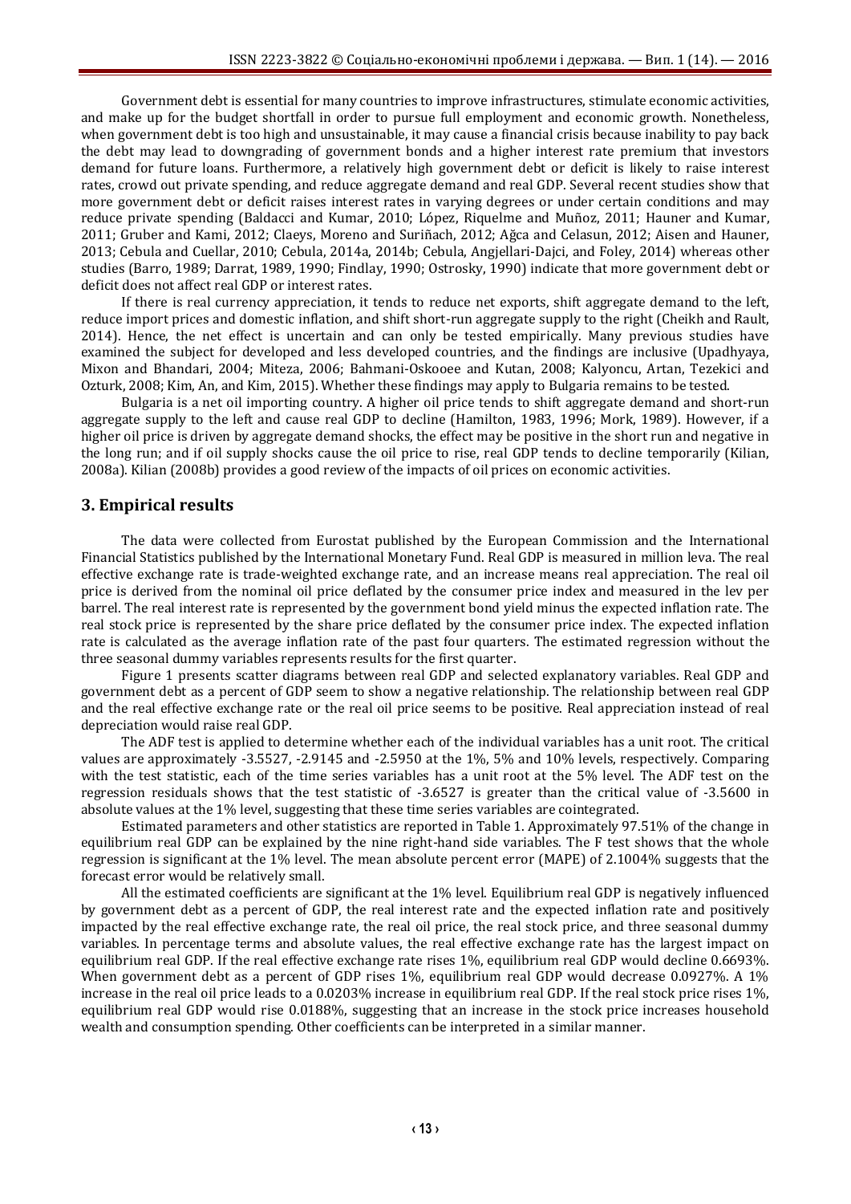Government debt is essential for many countries to improve infrastructures, stimulate economic activities, and make up for the budget shortfall in order to pursue full employment and economic growth. Nonetheless, when government debt is too high and unsustainable, it may cause a financial crisis because inability to pay back the debt may lead to downgrading of government bonds and a higher interest rate premium that investors demand for future loans. Furthermore, a relatively high government debt or deficit is likely to raise interest rates, crowd out private spending, and reduce aggregate demand and real GDP. Several recent studies show that more government debt or deficit raises interest rates in varying degrees or under certain conditions and may reduce private spending (Baldacci and Kumar, 2010; López, Riquelme and Muñoz, 2011; Hauner and Kumar, 2011; Gruber and Kami, 2012; Claeys, Moreno and Suriñach, 2012; Ağca and Celasun, 2012; Aisen and Hauner, 2013; Cebula and Cuellar, 2010; Cebula, 2014a, 2014b; Cebula, Angjellari-Dajci, and Foley, 2014) whereas other studies (Barro, 1989; Darrat, 1989, 1990; Findlay, 1990; Ostrosky, 1990) indicate that more government debt or deficit does not affect real GDP or interest rates.

If there is real currency appreciation, it tends to reduce net exports, shift aggregate demand to the left, reduce import prices and domestic inflation, and shift short-run aggregate supply to the right (Cheikh and Rault, 2014). Hence, the net effect is uncertain and can only be tested empirically. Many previous studies have examined the subject for developed and less developed countries, and the findings are inclusive (Upadhyaya, Mixon and Bhandari, 2004; Miteza, 2006; Bahmani-Oskooee and Kutan, 2008; Kalyoncu, Artan, Tezekici and Ozturk, 2008; Kim, An, and Kim, 2015). Whether these findings may apply to Bulgaria remains to be tested.

Bulgaria is a net oil importing country. A higher oil price tends to shift aggregate demand and short-run aggregate supply to the left and cause real GDP to decline (Hamilton, 1983, 1996; Mork, 1989). However, if a higher oil price is driven by aggregate demand shocks, the effect may be positive in the short run and negative in the long run; and if oil supply shocks cause the oil price to rise, real GDP tends to decline temporarily (Kilian, 2008a). Kilian (2008b) provides a good review of the impacts of oil prices on economic activities.

## 3. Empirical results

The data were collected from Eurostat published by the European Commission and the International Financial Statistics published by the International Monetary Fund. Real GDP is measured in million leva. The real effective exchange rate is trade-weighted exchange rate, and an increase means real appreciation. The real oil price is derived from the nominal oil price deflated by the consumer price index and measured in the lev per barrel. The real interest rate is represented by the government bond yield minus the expected inflation rate. The real stock price is represented by the share price deflated by the consumer price index. The expected inflation rate is calculated as the average inflation rate of the past four quarters. The estimated regression without the three seasonal dummy variables represents results for the first quarter.

Figure 1 presents scatter diagrams between real GDP and selected explanatory variables. Real GDP and government debt as a percent of GDP seem to show a negative relationship. The relationship between real GDP and the real effective exchange rate or the real oil price seems to be positive. Real appreciation instead of real depreciation would raise real GDP.

The ADF test is applied to determine whether each of the individual variables has a unit root. The critical values are approximately -3.5527, -2.9145 and -2.5950 at the 1%, 5% and 10% levels, respectively. Comparing with the test statistic, each of the time series variables has a unit root at the 5% level. The ADF test on the regression residuals shows that the test statistic of -3.6527 is greater than the critical value of -3.5600 in absolute values at the 1% level, suggesting that these time series variables are cointegrated.

Estimated parameters and other statistics are reported in Table 1. Approximately 97.51% of the change in equilibrium real GDP can be explained by the nine right-hand side variables. The F test shows that the whole regression is significant at the 1% level. The mean absolute percent error (MAPE) of 2.1004% suggests that the forecast error would be relatively small.

All the estimated coefficients are significant at the 1% level. Equilibrium real GDP is negatively influenced by government debt as a percent of GDP, the real interest rate and the expected inflation rate and positively impacted by the real effective exchange rate, the real oil price, the real stock price, and three seasonal dummy variables. In percentage terms and absolute values, the real effective exchange rate has the largest impact on equilibrium real GDP. If the real effective exchange rate rises 1%, equilibrium real GDP would decline 0.6693%. When government debt as a percent of GDP rises 1%, equilibrium real GDP would decrease 0.0927%. A 1% increase in the real oil price leads to a 0.0203% increase in equilibrium real GDP. If the real stock price rises 1%, equilibrium real GDP would rise 0.0188%, suggesting that an increase in the stock price increases household wealth and consumption spending. Other coefficients can be interpreted in a similar manner.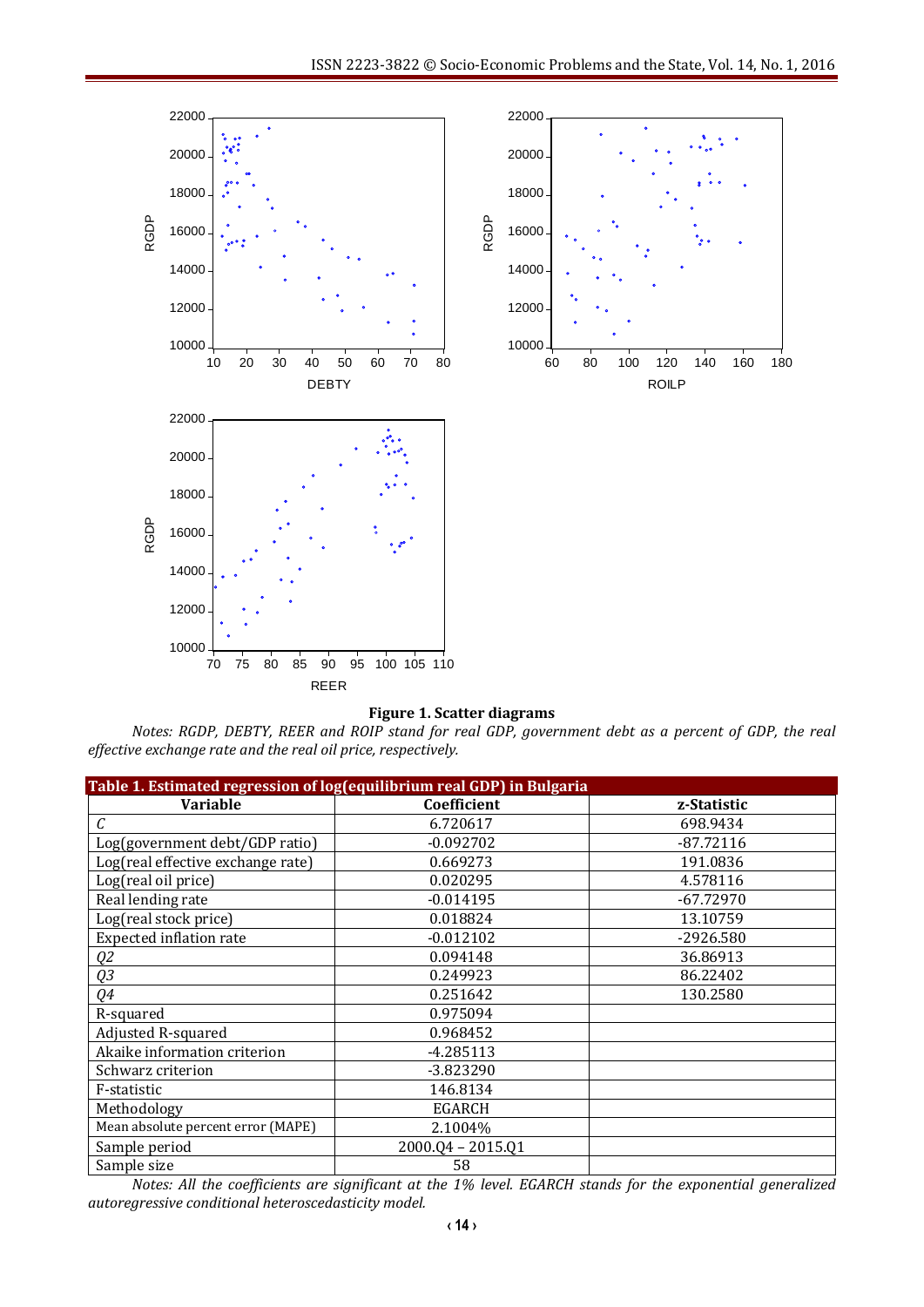**Figure 1. Scatter diagrams**

*Notes: RGDP, DEBTY, REER and ROIP stand for real GDP, government debt as a percent of GDP, the real effective exchange rate and the real oil price, respectively.*

**Table 1. Estimated regression of log(equilibrium real GDP) in Bulgaria**

| Variable | Coefficient | z-Statistic |
|---|---|---|
| *C* | 6.720617 | 698.9434 |
| Log(government debt/GDP ratio) | -0.092702 | -87.72116 |
| Log(real effective exchange rate) | 0.669273 | 191.0836 |
| Log(real oil price) | 0.020295 | 4.578116 |
| Real lending rate | -0.014195 | -67.72970 |
| Log(real stock price) | 0.018824 | 13.10759 |
| Expected inflation rate | -0.012102 | -2926.580 |
| *Q2* | 0.094148 | 36.86913 |
| *Q3* | 0.249923 | 86.22402 |
| *Q4* | 0.251642 | 130.2580 |
| R-squared | 0.975094 | |
| Adjusted R-squared | 0.968452 | |
| Akaike information criterion | -4.285113 | |
| Schwarz criterion | -3.823290 | |
| F-statistic | 146.8134 | |
| Methodology | EGARCH | |
| Mean absolute percent error (MAPE) | 2.1004% | |
| Sample period | 2000.Q4 – 2015.Q1 | |
| Sample size | 58 | |

*Notes: All the coefficients are significant at the 1% level. EGARCH stands for the exponential generalized autoregressive conditional heteroscedasticity model.*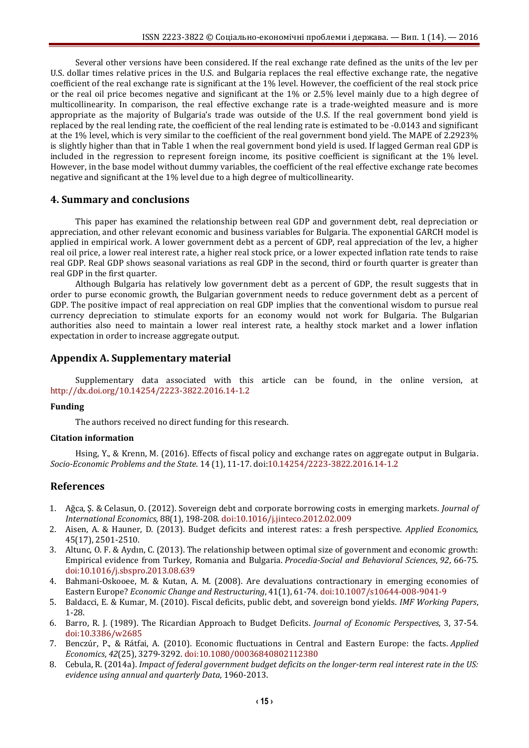Several other versions have been considered. If the real exchange rate defined as the units of the lev per U.S. dollar times relative prices in the U.S. and Bulgaria replaces the real effective exchange rate, the negative coefficient of the real exchange rate is significant at the 1% level. However, the coefficient of the real stock price or the real oil price becomes negative and significant at the 1% or 2.5% level mainly due to a high degree of multicollinearity. In comparison, the real effective exchange rate is a trade-weighted measure and is more appropriate as the majority of Bulgaria's trade was outside of the U.S. If the real government bond yield is replaced by the real lending rate, the coefficient of the real lending rate is estimated to be -0.0143 and significant at the 1% level, which is very similar to the coefficient of the real government bond yield. The MAPE of 2.2923% is slightly higher than that in Table 1 when the real government bond yield is used. If lagged German real GDP is included in the regression to represent foreign income, its positive coefficient is significant at the 1% level. However, in the base model without dummy variables, the coefficient of the real effective exchange rate becomes negative and significant at the 1% level due to a high degree of multicollinearity.

## 4. Summary and conclusions

This paper has examined the relationship between real GDP and government debt, real depreciation or appreciation, and other relevant economic and business variables for Bulgaria. The exponential GARCH model is applied in empirical work. A lower government debt as a percent of GDP, real appreciation of the lev, a higher real oil price, a lower real interest rate, a higher real stock price, or a lower expected inflation rate tends to raise real GDP. Real GDP shows seasonal variations as real GDP in the second, third or fourth quarter is greater than real GDP in the first quarter.

Although Bulgaria has relatively low government debt as a percent of GDP, the result suggests that in order to purse economic growth, the Bulgarian government needs to reduce government debt as a percent of GDP. The positive impact of real appreciation on real GDP implies that the conventional wisdom to pursue real currency depreciation to stimulate exports for an economy would not work for Bulgaria. The Bulgarian authorities also need to maintain a lower real interest rate, a healthy stock market and a lower inflation expectation in order to increase aggregate output.

## Appendix A. Supplementary material

Supplementary data associated with this article can be found, in the online version, at http://dx.doi.org/10.14254/2223-3822.2016.14-1.2

#### Funding

The authors received no direct funding for this research.

#### Citation information

Hsing, Y., & Krenn, M. (2016). Effects of fiscal policy and exchange rates on aggregate output in Bulgaria. *Socio-Economic Problems and the State*. 14 (1), 11-17. doi:10.14254/2223-3822.2016.14-1.2

## References

1. Ağca, Ş. & Celasun, O. (2012). Sovereign debt and corporate borrowing costs in emerging markets. *Journal of International Economics*, 88(1), 198-208. doi:10.1016/j.jinteco.2012.02.009
2. Aisen, A. & Hauner, D. (2013). Budget deficits and interest rates: a fresh perspective. *Applied Economics*, 45(17), 2501-2510.
3. Altunc, O. F. & Aydın, C. (2013). The relationship between optimal size of government and economic growth: Empirical evidence from Turkey, Romania and Bulgaria. *Procedia-Social and Behavioral Sciences*, *92*, 66-75. doi:10.1016/j.sbspro.2013.08.639
4. Bahmani-Oskooee, M. & Kutan, A. M. (2008). Are devaluations contractionary in emerging economies of Eastern Europe? *Economic Change and Restructuring*, 41(1), 61-74. doi:10.1007/s10644-008-9041-9
5. Baldacci, E. & Kumar, M. (2010). Fiscal deficits, public debt, and sovereign bond yields. *IMF Working Papers*, 1-28.
6. Barro, R. J. (1989). The Ricardian Approach to Budget Deficits. *Journal of Economic Perspectives*, 3, 37-54. doi:10.3386/w2685
7. Benczúr, P., & Rátfai, A. (2010). Economic fluctuations in Central and Eastern Europe: the facts. *Applied Economics*, *42*(25), 3279-3292. doi:10.1080/00036840802112380
8. Cebula, R. (2014a). *Impact of federal government budget deficits on the longer-term real interest rate in the US: evidence using annual and quarterly Data*, 1960-2013.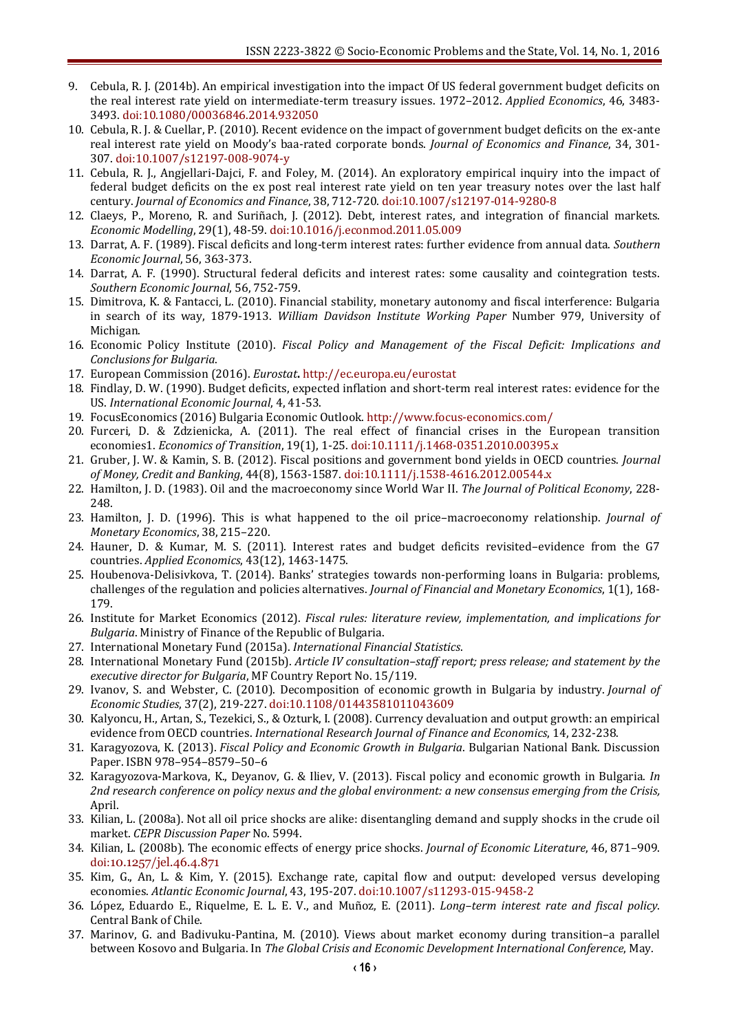9. Cebula, R. J. (2014b). An empirical investigation into the impact Of US federal government budget deficits on the real interest rate yield on intermediate-term treasury issues. 1972–2012. *Applied Economics*, 46, 3483-3493. doi:10.1080/00036846.2014.932050
10. Cebula, R. J. & Cuellar, P. (2010). Recent evidence on the impact of government budget deficits on the ex-ante real interest rate yield on Moody's baa-rated corporate bonds. *Journal of Economics and Finance*, 34, 301-307. doi:10.1007/s12197-008-9074-y
11. Cebula, R. J., Angjellari-Dajci, F. and Foley, M. (2014). An exploratory empirical inquiry into the impact of federal budget deficits on the ex post real interest rate yield on ten year treasury notes over the last half century. *Journal of Economics and Finance*, 38, 712-720. doi:10.1007/s12197-014-9280-8
12. Claeys, P., Moreno, R. and Suriñach, J. (2012). Debt, interest rates, and integration of financial markets. *Economic Modelling*, 29(1), 48-59. doi:10.1016/j.econmod.2011.05.009
13. Darrat, A. F. (1989). Fiscal deficits and long-term interest rates: further evidence from annual data. *Southern Economic Journal*, 56, 363-373.
14. Darrat, A. F. (1990). Structural federal deficits and interest rates: some causality and cointegration tests. *Southern Economic Journal*, 56, 752-759.
15. Dimitrova, K. & Fantacci, L. (2010). Financial stability, monetary autonomy and fiscal interference: Bulgaria in search of its way, 1879-1913. *William Davidson Institute Working Paper* Number 979, University of Michigan.
16. Economic Policy Institute (2010). *Fiscal Policy and Management of the Fiscal Deficit: Implications and Conclusions for Bulgaria*.
17. European Commission (2016). *Eurostat***.** http://ec.europa.eu/eurostat
18. Findlay, D. W. (1990). Budget deficits, expected inflation and short-term real interest rates: evidence for the US. *International Economic Journal*, 4, 41-53.
19. FocusEconomics (2016) Bulgaria Economic Outlook. http://www.focus-economics.com/
20. Furceri, D. & Zdzienicka, A. (2011). The real effect of financial crises in the European transition economies1. *Economics of Transition*, 19(1), 1-25. doi:10.1111/j.1468-0351.2010.00395.x
21. Gruber, J. W. & Kamin, S. B. (2012). Fiscal positions and government bond yields in OECD countries. *Journal of Money, Credit and Banking*, 44(8), 1563-1587. doi:10.1111/j.1538-4616.2012.00544.x
22. Hamilton, J. D. (1983). Oil and the macroeconomy since World War II. *The Journal of Political Economy*, 228-248.
23. Hamilton, J. D. (1996). This is what happened to the oil price–macroeconomy relationship. *Journal of Monetary Economics*, 38, 215–220.
24. Hauner, D. & Kumar, M. S. (2011). Interest rates and budget deficits revisited–evidence from the G7 countries. *Applied Economics*, 43(12), 1463-1475.
25. Houbenova-Delisivkova, T. (2014). Banks' strategies towards non-performing loans in Bulgaria: problems, challenges of the regulation and policies alternatives. *Journal of Financial and Monetary Economics*, 1(1), 168-179.
26. Institute for Market Economics (2012). *Fiscal rules: literature review, implementation, and implications for Bulgaria*. Ministry of Finance of the Republic of Bulgaria.
27. International Monetary Fund (2015a). *International Financial Statistics*.
28. International Monetary Fund (2015b). *Article IV consultation–staff report; press release; and statement by the executive director for Bulgaria*, MF Country Report No. 15/119.
29. Ivanov, S. and Webster, C. (2010). Decomposition of economic growth in Bulgaria by industry. *Journal of Economic Studies*, 37(2), 219-227. doi:10.1108/01443581011043609
30. Kalyoncu, H., Artan, S., Tezekici, S., & Ozturk, I. (2008). Currency devaluation and output growth: an empirical evidence from OECD countries. *International Research Journal of Finance and Economics*, 14, 232-238.
31. Karagyozova, K. (2013). *Fiscal Policy and Economic Growth in Bulgaria*. Bulgarian National Bank. Discussion Paper. ISBN 978–954–8579–50–6
32. Karagyozova-Markova, K., Deyanov, G. & Iliev, V. (2013). Fiscal policy and economic growth in Bulgaria. *In 2nd research conference on policy nexus and the global environment: a new consensus emerging from the Crisis,* April.
33. Kilian, L. (2008a). Not all oil price shocks are alike: disentangling demand and supply shocks in the crude oil market. *CEPR Discussion Paper* No. 5994.
34. Kilian, L. (2008b). The economic effects of energy price shocks. *Journal of Economic Literature*, 46, 871–909. doi:10.1257/jel.46.4.871
35. Kim, G., An, L. & Kim, Y. (2015). Exchange rate, capital flow and output: developed versus developing economies. *Atlantic Economic Journal*, 43, 195-207. doi:10.1007/s11293-015-9458-2
36. López, Eduardo E., Riquelme, E. L. E. V., and Muñoz, E. (2011). *Long–term interest rate and fiscal policy*. Central Bank of Chile.
37. Marinov, G. and Badivuku-Pantina, M. (2010). Views about market economy during transition–a parallel between Kosovo and Bulgaria. In *The Global Crisis and Economic Development International Conference*, May.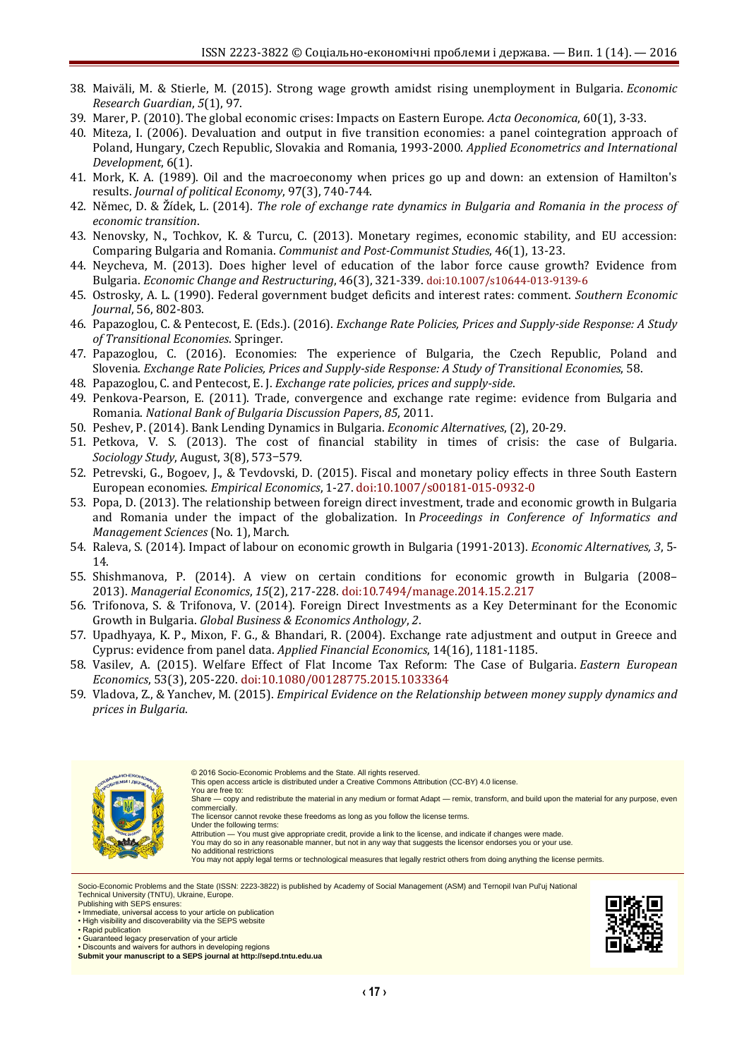38. Maiväli, M. & Stierle, M. (2015). Strong wage growth amidst rising unemployment in Bulgaria. *Economic Research Guardian*, *5*(1), 97.
39. Marer, P. (2010). The global economic crises: Impacts on Eastern Europe. *Acta Oeconomica*, 60(1), 3-33.
40. Miteza, I. (2006). Devaluation and output in five transition economies: a panel cointegration approach of Poland, Hungary, Czech Republic, Slovakia and Romania, 1993-2000. *Applied Econometrics and International Development*, 6(1).
41. Mork, K. A. (1989). Oil and the macroeconomy when prices go up and down: an extension of Hamilton's results. *Journal of political Economy*, 97(3), 740-744.
42. Němec, D. & Žídek, L. (2014). *The role of exchange rate dynamics in Bulgaria and Romania in the process of economic transition*.
43. Nenovsky, N., Tochkov, K. & Turcu, C. (2013). Monetary regimes, economic stability, and EU accession: Comparing Bulgaria and Romania. *Communist and Post-Communist Studies*, 46(1), 13-23.
44. Neycheva, M. (2013). Does higher level of education of the labor force cause growth? Evidence from Bulgaria. *Economic Change and Restructuring*, 46(3), 321-339. doi:10.1007/s10644-013-9139-6
45. Ostrosky, A. L. (1990). Federal government budget deficits and interest rates: comment. *Southern Economic Journal*, 56, 802-803.
46. Papazoglou, C. & Pentecost, E. (Eds.). (2016). *Exchange Rate Policies, Prices and Supply-side Response: A Study of Transitional Economies*. Springer.
47. Papazoglou, C. (2016). Economies: The experience of Bulgaria, the Czech Republic, Poland and Slovenia. *Exchange Rate Policies, Prices and Supply-side Response: A Study of Transitional Economies*, 58.
48. Papazoglou, C. and Pentecost, E. J. *Exchange rate policies, prices and supply-side*.
49. Penkova-Pearson, E. (2011). Trade, convergence and exchange rate regime: evidence from Bulgaria and Romania. *National Bank of Bulgaria Discussion Papers*, *85*, 2011.
50. Peshev, P. (2014). Bank Lending Dynamics in Bulgaria. *Economic Alternatives*, (2), 20-29.
51. Petkova, V. S. (2013). The cost of financial stability in times of crisis: the case of Bulgaria. *Sociology Study*, August, 3(8), 573–579.
52. Petrevski, G., Bogoev, J., & Tevdovski, D. (2015). Fiscal and monetary policy effects in three South Eastern European economies. *Empirical Economics*, 1-27. doi:10.1007/s00181-015-0932-0
53. Popa, D. (2013). The relationship between foreign direct investment, trade and economic growth in Bulgaria and Romania under the impact of the globalization. In *Proceedings in Conference of Informatics and Management Sciences* (No. 1), March.
54. Raleva, S. (2014). Impact of labour on economic growth in Bulgaria (1991-2013). *Economic Alternatives, 3*, 5-14.
55. Shishmanova, P. (2014). A view on certain conditions for economic growth in Bulgaria (2008–2013). *Managerial Economics*, *15*(2), 217-228. doi:10.7494/manage.2014.15.2.217
56. Trifonova, S. & Trifonova, V. (2014). Foreign Direct Investments as a Key Determinant for the Economic Growth in Bulgaria. *Global Business & Economics Anthology*, *2*.
57. Upadhyaya, K. P., Mixon, F. G., & Bhandari, R. (2004). Exchange rate adjustment and output in Greece and Cyprus: evidence from panel data. *Applied Financial Economics*, 14(16), 1181-1185.
58. Vasilev, A. (2015). Welfare Effect of Flat Income Tax Reform: The Case of Bulgaria. *Eastern European Economics*, 53(3), 205-220. doi:10.1080/00128775.2015.1033364
59. Vladova, Z., & Yanchev, M. (2015). *Empirical Evidence on the Relationship between money supply dynamics and prices in Bulgaria*.

© 2016 Socio-Economic Problems and the State. All rights reserved.
This open access article is distributed under a Creative Commons Attribution (CC-BY) 4.0 license.
You are free to:
Share — copy and redistribute the material in any medium or format Adapt — remix, transform, and build upon the material for any purpose, even commercially.
The licensor cannot revoke these freedoms as long as you follow the license terms.
Under the following terms:
Attribution — You must give appropriate credit, provide a link to the license, and indicate if changes were made.
You may do so in any reasonable manner, but not in any way that suggests the licensor endorses you or your use.
No additional restrictions
You may not apply legal terms or technological measures that legally restrict others from doing anything the license permits.

Socio-Economic Problems and the State (ISSN: 2223-3822) is published by Academy of Social Management (ASM) and Ternopil Ivan Pul'uj National Technical University (TNTU), Ukraine, Europe.
Publishing with SEPS ensures:
- Immediate, universal access to your article on publication
- High visibility and discoverability via the SEPS website
- Rapid publication
- Guaranteed legacy preservation of your article
- Discounts and waivers for authors in developing regions

**Submit your manuscript to a SEPS journal at http://sepd.tntu.edu.ua**